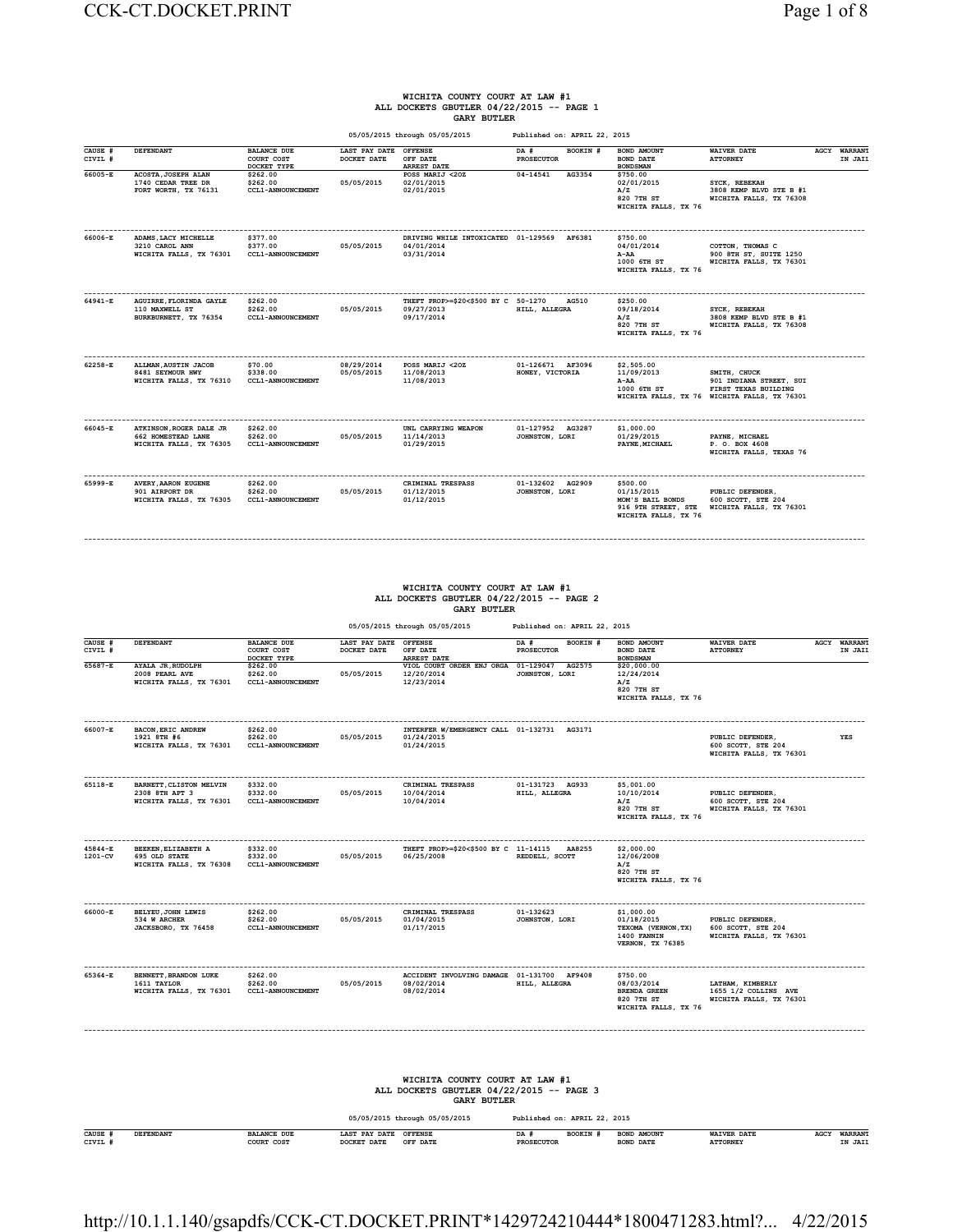# WICHITA COUNTY COURT AT LAW #1
## ALL DOCKETS GBUTLER 04/22/2015 -- PAGE 1
### GARY BUTLER

05/05/2015 through 05/05/2015 Published on: APRIL 22, 2015

| CAUSE # / CIVIL # | DEFENDANT | BALANCE DUE / COURT COST / DOCKET TYPE | LAST PAY DATE / DOCKET DATE | OFFENSE / OFF DATE / ARREST DATE | DA # / PROSECUTOR | BOOKIN # | BOND AMOUNT / BOND DATE / BONDSMAN | WAIVER DATE / ATTORNEY | AGCY | WARRANT IN JAIL |
|---|---|---|---|---|---|---|---|---|---|---|
| 66005-E | ACOSTA,JOSEPH ALAN<br>1740 CEDAR TREE DR<br>FORT WORTH, TX 76131 | $262.00<br>$262.00<br>CCL1-ANNOUNCEMENT | 05/05/2015 | POSS MARIJ <2OZ<br>02/01/2015<br>02/01/2015 | 04-14541 | AG3354 | $750.00<br>02/01/2015<br>A/Z<br>820 7TH ST<br>WICHITA FALLS, TX 76 | SYCK, REBEKAH<br>3808 KEMP BLVD STE B #1<br>WICHITA FALLS, TX 76308 | | |
| 66006-E | ADAMS,LACY MICHELLE<br>3210 CAROL ANN<br>WICHITA FALLS, TX 76301 | $377.00<br>$377.00<br>CCL1-ANNOUNCEMENT | 05/05/2015 | DRIVING WHILE INTOXICATED<br>04/01/2014<br>03/31/2014 | 01-129569 | AF6381 | $750.00<br>04/01/2014<br>A-AA<br>1000 6TH ST<br>WICHITA FALLS, TX 76 | COTTON, THOMAS C<br>900 8TH ST, SUITE 1250<br>WICHITA FALLS, TX 76301 | | |
| 64941-E | AGUIRRE,FLORINDA GAYLE<br>110 MAXWELL ST<br>BURKBURNETT, TX 76354 | $262.00<br>$262.00<br>CCL1-ANNOUNCEMENT | 05/05/2015 | THEFT PROP>=$20<$500 BY C<br>09/27/2013<br>09/17/2014 | 50-1270<br>HILL, ALLEGRA | AG510 | $250.00<br>09/18/2014<br>A/Z<br>820 7TH ST<br>WICHITA FALLS, TX 76 | SYCK, REBEKAH<br>3808 KEMP BLVD STE B #1<br>WICHITA FALLS, TX 76308 | | |
| 62258-E | ALLMAN,AUSTIN JACOB<br>8481 SEYMOUR HWY<br>WICHITA FALLS, TX 76310 | $70.00<br>$338.00<br>CCL1-ANNOUNCEMENT | 08/29/2014<br>05/05/2015 | POSS MARIJ <2OZ<br>11/08/2013<br>11/08/2013 | 01-126671<br>HONEY, VICTORIA | AF3096 | $2,505.00<br>11/09/2013<br>A-AA<br>1000 6TH ST<br>WICHITA FALLS, TX 76 | SMITH, CHUCK<br>901 INDIANA STREET, SUI<br>FIRST TEXAS BUILDING<br>WICHITA FALLS, TX 76301 | | |
| 66045-E | ATKINSON,ROGER DALE JR<br>662 HOMESTEAD LANE<br>WICHITA FALLS, TX 76305 | $262.00<br>$262.00<br>CCL1-ANNOUNCEMENT | 05/05/2015 | UNL CARRYING WEAPON<br>11/14/2014<br>01/29/2015 | 01-127952<br>JOHNSTON, LORI | AG3287 | $1,000.00<br>01/29/2015<br>PAYNE,MICHAEL | PAYNE, MICHAEL<br>P. O. BOX 4608<br>WICHITA FALLS, TEXAS 76 | | |
| 65999-E | AVERY,AARON EUGENE<br>901 AIRPORT DR<br>WICHITA FALLS, TX 76305 | $262.00<br>$262.00<br>CCL1-ANNOUNCEMENT | 05/05/2015 | CRIMINAL TRESPASS<br>01/12/2015<br>01/12/2015 | 01-132602<br>JOHNSTON, LORI | AG2909 | $500.00<br>01/15/2015<br>MOM'S BAIL BONDS<br>916 9TH STREET, STE<br>WICHITA FALLS, TX 76 | PUBLIC DEFENDER,<br>600 SCOTT, STE 204<br>WICHITA FALLS, TX 76301 | | |

# WICHITA COUNTY COURT AT LAW #1
## ALL DOCKETS GBUTLER 04/22/2015 -- PAGE 2
### GARY BUTLER

05/05/2015 through 05/05/2015 Published on: APRIL 22, 2015

| CAUSE # / CIVIL # | DEFENDANT | BALANCE DUE / COURT COST / DOCKET TYPE | LAST PAY DATE / DOCKET DATE | OFFENSE / OFF DATE / ARREST DATE | DA # / PROSECUTOR | BOOKIN # | BOND AMOUNT / BOND DATE / BONDSMAN | WAIVER DATE / ATTORNEY | AGCY | WARRANT IN JAIL |
|---|---|---|---|---|---|---|---|---|---|---|
| 65687-E | AYALA JR,RUDOLPH<br>2008 PEARL AVE<br>WICHITA FALLS, TX 76301 | $262.00<br>$262.00<br>CCL1-ANNOUNCEMENT | 05/05/2015 | VIOL COURT ORDER ENJ ORGA<br>12/20/2014<br>12/23/2014 | 01-129047<br>JOHNSTON, LORI | AG2575 | $20,000.00<br>12/24/2014<br>A/Z<br>820 7TH ST<br>WICHITA FALLS, TX 76 | | | |
| 66007-E | BACON,ERIC ANDREW<br>1921 8TH #6<br>WICHITA FALLS, TX 76301 | $262.00<br>$262.00<br>CCL1-ANNOUNCEMENT | 05/05/2015 | INTERFER W/EMERGENCY CALL<br>01/24/2015<br>01/24/2015 | 01-132731 | AG3171 | | PUBLIC DEFENDER,<br>600 SCOTT, STE 204<br>WICHITA FALLS, TX 76301 | | YES |
| 65118-E | BARNETT,CLISTON MELVIN<br>2308 8TH APT 3<br>WICHITA FALLS, TX 76301 | $332.00<br>$332.00<br>CCL1-ANNOUNCEMENT | 05/05/2015 | CRIMINAL TRESPASS<br>10/04/2014<br>10/04/2014 | 01-131723<br>HILL, ALLEGRA | AG933 | $5,001.00<br>10/10/2014<br>A/Z<br>820 7TH ST<br>WICHITA FALLS, TX 76 | PUBLIC DEFENDER,<br>600 SCOTT, STE 204<br>WICHITA FALLS, TX 76301 | | |
| 45844-E<br>1201-CV | BEEKEN,ELIZABETH A<br>695 OLD STATE<br>WICHITA FALLS, TX 76308 | $332.00<br>$332.00<br>CCL1-ANNOUNCEMENT | 05/05/2015 | THEFT PROP>=$20<$500 BY C<br>06/25/2008 | 11-14115<br>REDDELL, SCOTT | AA8255 | $2,000.00<br>12/06/2008<br>A/Z<br>820 7TH ST<br>WICHITA FALLS, TX 76 | | | |
| 66000-E | BELYEU,JOHN LEWIS<br>534 W ARCHER<br>JACKSBORO, TX 76458 | $262.00<br>$262.00<br>CCL1-ANNOUNCEMENT | 05/05/2015 | CRIMINAL TRESPASS<br>01/04/2015<br>01/17/2015 | 01-132623<br>JOHNSTON, LORI | | $1,000.00<br>01/18/2015<br>TEXOMA (VERNON,TX)<br>1400 FANNIN<br>VERNON, TX 76385 | PUBLIC DEFENDER,<br>600 SCOTT, STE 204<br>WICHITA FALLS, TX 76301 | | |
| 65364-E | BENNETT,BRANDON LUKE<br>1611 TAYLOR<br>WICHITA FALLS, TX 76301 | $262.00<br>$262.00<br>CCL1-ANNOUNCEMENT | 05/05/2015 | ACCIDENT INVOLVING DAMAGE<br>08/02/2014<br>08/02/2014 | 01-131700<br>HILL, ALLEGRA | AF9408 | $750.00<br>08/03/2014<br>BRENDA GREEN<br>820 7TH ST<br>WICHITA FALLS, TX 76 | LATHAM, KIMBERLY<br>1655 1/2 COLLINS AVE<br>WICHITA FALLS, TX 76301 | | |

# WICHITA COUNTY COURT AT LAW #1
## ALL DOCKETS GBUTLER 04/22/2015 -- PAGE 3
### GARY BUTLER

05/05/2015 through 05/05/2015 Published on: APRIL 22, 2015

| CAUSE # / CIVIL # | DEFENDANT | BALANCE DUE / COURT COST | LAST PAY DATE / DOCKET DATE | OFFENSE / OFF DATE | DA # / PROSECUTOR | BOOKIN # | BOND AMOUNT / BOND DATE | WAIVER DATE / ATTORNEY | AGCY | WARRANT IN JAIL |
|---|---|---|---|---|---|---|---|---|---|---|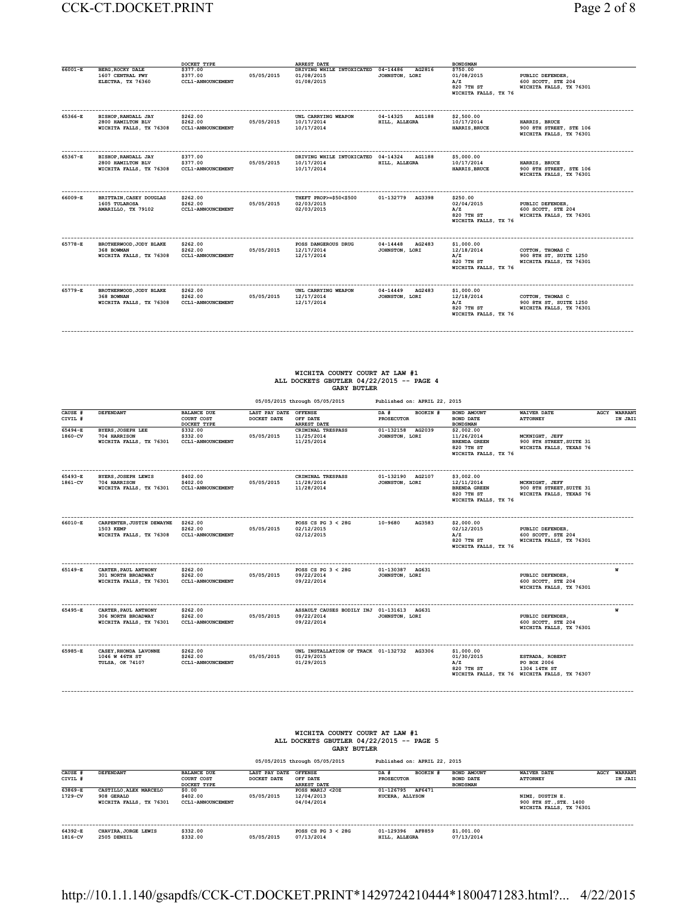| CAUSE # / CIVIL # | DEFENDANT | BALANCE DUE / COURT COST / DOCKET TYPE | LAST PAY DATE / DOCKET DATE | OFFENSE / OFF DATE / ARREST DATE | DA # / BOOKIN # / PROSECUTOR | BOND AMOUNT / BOND DATE / BONDSMAN | WAIVER DATE / ATTORNEY | AGCY | WARRANT IN JAIL |
|---|---|---|---|---|---|---|---|---|---|
| 66001-E | BERG,ROCKY DALE<br>1607 CENTRAL FWY<br>ELECTRA, TX 76360 | $377.00<br>$377.00<br>CCL1-ANNOUNCEMENT | 05/05/2015 | DRIVING WHILE INTOXICATED<br>01/08/2015<br>01/08/2015 | 04-14486 AG2816<br>JOHNSTON, LORI | $750.00<br>01/08/2015<br>A/Z<br>820 7TH ST<br>WICHITA FALLS, TX 76 | PUBLIC DEFENDER,<br>600 SCOTT, STE 204<br>WICHITA FALLS, TX 76301 | | |
| 65366-E | BISHOP,RANDALL JAY<br>2800 HAMILTON BLV<br>WICHITA FALLS, TX 76308 | $262.00<br>$262.00<br>CCL1-ANNOUNCEMENT | 05/05/2015 | UNL CARRYING WEAPON<br>10/17/2014<br>10/17/2014 | 04-14325 AG1188<br>HILL, ALLEGRA | $2,500.00<br>10/17/2014<br>HARRIS,BRUCE | HARRIS, BRUCE<br>900 8TH STREET, STE 106<br>WICHITA FALLS, TX 76301 | | |
| 65367-E | BISHOP,RANDALL JAY<br>2800 HAMILTON BLV<br>WICHITA FALLS, TX 76308 | $377.00<br>$377.00<br>CCL1-ANNOUNCEMENT | 05/05/2015 | DRIVING WHILE INTOXICATED<br>10/17/2014<br>10/17/2014 | 04-14324 AG1188<br>HILL, ALLEGRA | $5,000.00<br>10/17/2014<br>HARRIS,BRUCE | HARRIS, BRUCE<br>900 8TH STREET, STE 106<br>WICHITA FALLS, TX 76301 | | |
| 66009-E | BRITTAIN,CASEY DOUGLAS<br>1605 TULAROSA<br>AMARILLO, TX 79102 | $262.00<br>$262.00<br>CCL1-ANNOUNCEMENT | 05/05/2015 | THEFT PROP>=$50<$500<br>02/03/2015<br>02/03/2015 | 01-132779 AG3398 | $250.00<br>02/04/2015<br>A/Z<br>820 7TH ST<br>WICHITA FALLS, TX 76 | PUBLIC DEFENDER,<br>600 SCOTT, STE 204<br>WICHITA FALLS, TX 76301 | | |
| 65778-E | BROTHERWOOD,JODY BLAKE<br>368 BOWMAN<br>WICHITA FALLS, TX 76308 | $262.00<br>$262.00<br>CCL1-ANNOUNCEMENT | 05/05/2015 | POSS DANGEROUS DRUG<br>12/17/2014<br>12/17/2014 | 04-14448 AG2483<br>JOHNSTON, LORI | $1,000.00<br>12/18/2014<br>A/Z<br>820 7TH ST<br>WICHITA FALLS, TX 76 | COTTON, THOMAS C<br>900 8TH ST, SUITE 1250<br>WICHITA FALLS, TX 76301 | | |
| 65779-E | BROTHERWOOD,JODY BLAKE<br>368 BOWNAN<br>WICHITA FALLS, TX 76308 | $262.00<br>$262.00<br>CCL1-ANNOUNCEMENT | 05/05/2015 | UNL CARRYING WEAPON<br>12/17/2014<br>12/17/2014 | 04-14449 AG2483<br>JOHNSTON, LORI | $1,000.00<br>12/18/2014<br>A/Z<br>820 7TH ST<br>WICHITA FALLS, TX 76 | COTTON, THOMAS C<br>900 8TH ST, SUITE 1250<br>WICHITA FALLS, TX 76301 | | |

## WICHITA COUNTY COURT AT LAW #1
## ALL DOCKETS GBUTLER 04/22/2015 -- PAGE 4
## GARY BUTLER

05/05/2015 through 05/05/2015 Published on: APRIL 22, 2015

| CAUSE # / CIVIL # | DEFENDANT | BALANCE DUE / COURT COST / DOCKET TYPE | LAST PAY DATE / DOCKET DATE | OFFENSE / OFF DATE / ARREST DATE | DA # / BOOKIN # / PROSECUTOR | BOND AMOUNT / BOND DATE / BONDSMAN | WAIVER DATE / ATTORNEY | AGCY | WARRANT IN JAIL |
|---|---|---|---|---|---|---|---|---|---|
| 65494-E<br>1860-CV | BYERS,JOSEPH LEE<br>704 HARRISON<br>WICHITA FALLS, TX 76301 | $332.00<br>$332.00<br>CCL1-ANNOUNCEMENT | 05/05/2015 | CRIMINAL TRESPASS<br>11/25/2014<br>11/25/2014 | 01-132158 AG2039<br>JOHNSTON, LORI | $2,002.00<br>11/26/2014<br>BRENDA GREEN<br>820 7TH ST<br>WICHITA FALLS, TX 76 | MCKNIGHT, JEFF<br>900 8TH STREET,SUITE 31<br>WICHITA FALLS, TEXAS 76 | | |
| 65493-E<br>1861-CV | BYERS,JOSEPH LEWIS<br>704 HARRISON<br>WICHITA FALLS, TX 76301 | $402.00<br>$402.00<br>CCL1-ANNOUNCEMENT | 05/05/2015 | CRIMINAL TRESPASS<br>11/28/2014<br>11/28/2014 | 01-132190 AG2107<br>JOHNSTON, LORI | $3,002.00<br>12/11/2014<br>BRENDA GREEN<br>820 7TH ST<br>WICHITA FALLS, TX 76 | MCKNIGHT, JEFF<br>900 8TH STREET,SUITE 31<br>WICHITA FALLS, TEXAS 76 | | |
| 66010-E | CARPENTER,JUSTIN DEWAYNE<br>1503 KEMP<br>WICHITA FALLS, TX 76308 | $262.00<br>$262.00<br>CCL1-ANNOUNCEMENT | 05/05/2015 | POSS CS PG 3 < 28G<br>02/12/2015<br>02/12/2015 | 10-9680 AG3583 | $2,000.00<br>02/12/2015<br>A/Z<br>820 7TH ST<br>WICHITA FALLS, TX 76 | PUBLIC DEFENDER,<br>600 SCOTT, STE 204<br>WICHITA FALLS, TX 76301 | | |
| 65149-E | CARTER,PAUL ANTHONY<br>301 NORTH BROADWAY<br>WICHITA FALLS, TX 76301 | $262.00<br>$262.00<br>CCL1-ANNOUNCEMENT | 05/05/2015 | POSS CS PG 3 < 28G<br>09/22/2014<br>09/22/2014 | 01-130387 AG631<br>JOHNSTON, LORI | | PUBLIC DEFENDER,<br>600 SCOTT, STE 204<br>WICHITA FALLS, TX 76301 | | W |
| 65495-E | CARTER,PAUL ANTHONY<br>306 NORTH BROADWAY<br>WICHITA FALLS, TX 76301 | $262.00<br>$262.00<br>CCL1-ANNOUNCEMENT | 05/05/2015 | ASSAULT CAUSES BODILY INJ<br>09/22/2014<br>09/22/2014 | 01-131613 AG631<br>JOHNSTON, LORI | | PUBLIC DEFENDER,<br>600 SCOTT, STE 204<br>WICHITA FALLS, TX 76301 | | W |
| 65985-E | CASEY,RHONDA LAVONNE<br>1046 W 46TH ST<br>TULSA, OK 74107 | $262.00<br>$262.00<br>CCL1-ANNOUNCEMENT | 05/05/2015 | UNL INSTALLATION OF TRACK<br>01/29/2015<br>01/29/2015 | 01-132732 AG3306 | $1,000.00<br>01/30/2015<br>A/Z<br>820 7TH ST<br>WICHITA FALLS, TX 76 | ESTRADA, ROBERT<br>PO BOX 2006<br>1304 14TH ST<br>WICHITA FALLS, TX 76307 | | |

## WICHITA COUNTY COURT AT LAW #1
## ALL DOCKETS GBUTLER 04/22/2015 -- PAGE 5
## GARY BUTLER

05/05/2015 through 05/05/2015 Published on: APRIL 22, 2015

| CAUSE # / CIVIL # | DEFENDANT | BALANCE DUE / COURT COST / DOCKET TYPE | LAST PAY DATE / DOCKET DATE | OFFENSE / OFF DATE / ARREST DATE | DA # / BOOKIN # / PROSECUTOR | BOND AMOUNT / BOND DATE / BONDSMAN | WAIVER DATE / ATTORNEY | AGCY | WARRANT IN JAIL |
|---|---|---|---|---|---|---|---|---|---|
| 63869-E<br>1729-CV | CASTILLO,ALEX MARCELO<br>908 GERALD<br>WICHITA FALLS, TX 76301 | $0.00<br>$402.00<br>CCL1-ANNOUNCEMENT | 05/05/2015 | POSS MARIJ <2OZ<br>12/04/2013<br>04/04/2014 | 01-126795 AF6471<br>KUCERA, ALLYSON | | NIMZ, DUSTIN E.<br>900 8TH ST.,STE. 1400<br>WICHITA FALLS, TX 76301 | | |
| 64392-E<br>1816-CV | CHAVIRA,JORGE LEWIS<br>2505 DENZIL | $332.00<br>$332.00 | 05/05/2015 | POSS CS PG 3 < 28G<br>07/13/2014 | 01-129396 AF8859<br>HILL, ALLEGRA | $1,001.00<br>07/13/2014 | | | |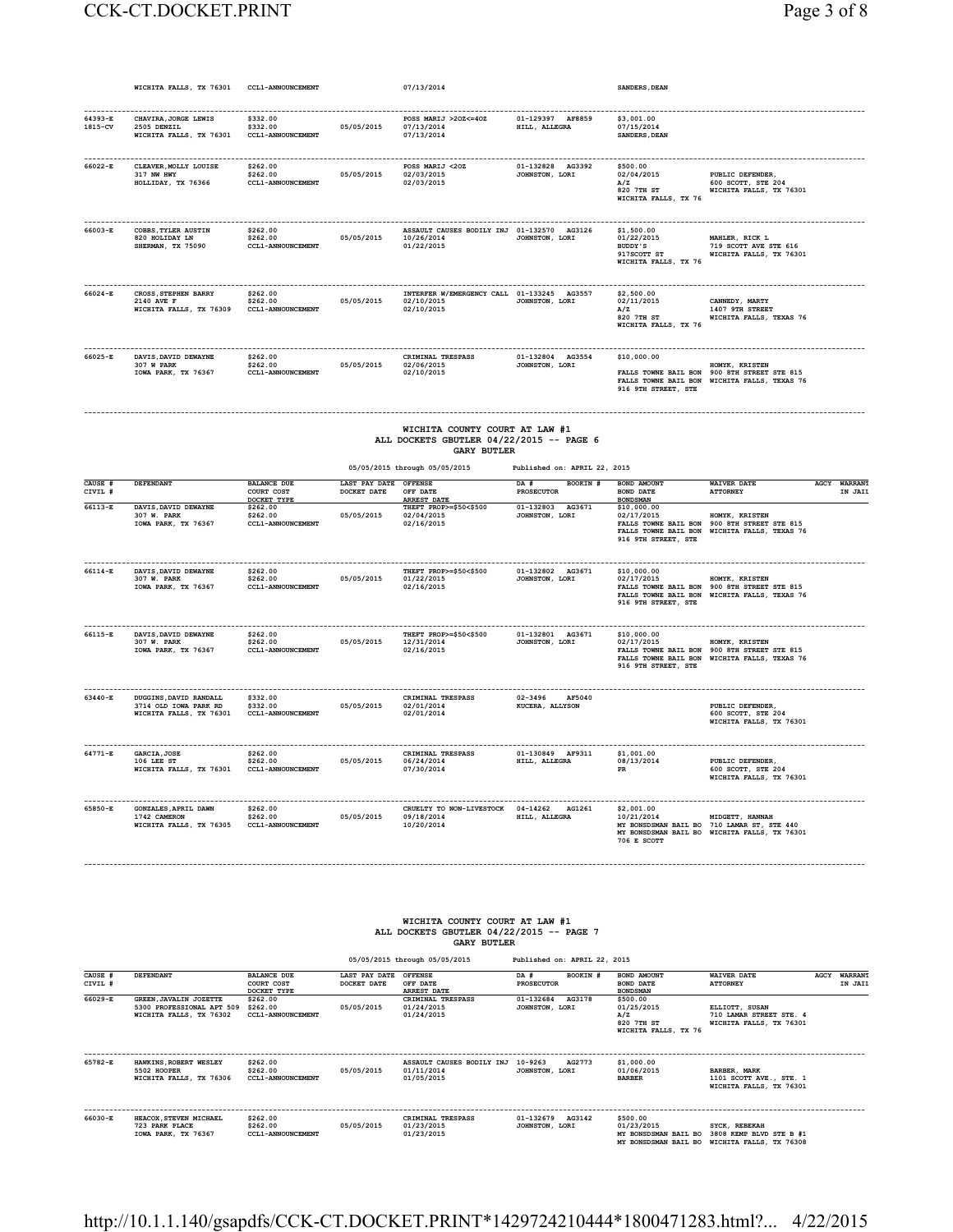| CAUSE # / CIVIL # | DEFENDANT | BALANCE DUE / COURT COST / DOCKET TYPE | LAST PAY DATE / DOCKET DATE | OFFENSE / OFF DATE / ARREST DATE | DA # / PROSECUTOR | BOOKIN # | BOND AMOUNT / BOND DATE / BONDSMAN | WAIVER DATE / ATTORNEY | AGCY | WARRANT IN JAIL |
|---|---|---|---|---|---|---|---|---|---|---|
| | WICHITA FALLS, TX 76301 | CCL1-ANNOUNCEMENT | | 07/13/2014 | | | SANDERS,DEAN | | | |
| 64393-E 1815-CV | CHAVIRA,JORGE LEWIS 2505 DENZIL WICHITA FALLS, TX 76301 | $332.00 $332.00 CCL1-ANNOUNCEMENT | 05/05/2015 | POSS MARIJ >2OZ<=4OZ 07/13/2014 07/13/2014 | 01-129397 HILL, ALLEGRA | AF8859 | $3,001.00 07/15/2014 SANDERS,DEAN | | | |
| 66022-E | CLEAVER,MOLLY LOUISE 317 NW HWY HOLLIDAY, TX 76366 | $262.00 $262.00 CCL1-ANNOUNCEMENT | 05/05/2015 | POSS MARIJ <2OZ 02/03/2015 02/03/2015 | 01-132828 JOHNSTON, LORI | AG3392 | $500.00 02/04/2015 A/Z 820 7TH ST WICHITA FALLS, TX 76 | PUBLIC DEFENDER, 600 SCOTT, STE 204 WICHITA FALLS, TX 76301 | | |
| 66003-E | COBBS,TYLER AUSTIN 820 HOLIDAY LN SHERMAN, TX 75090 | $262.00 $262.00 CCL1-ANNOUNCEMENT | 05/05/2015 | ASSAULT CAUSES BODILY INJ 10/26/2014 01/22/2015 | 01-132570 JOHNSTON, LORI | AG3126 | $1,500.00 01/22/2015 BUDDY'S 917SCOTT ST WICHITA FALLS, TX 76 | MAHLER, RICK L 719 SCOTT AVE STE 616 WICHITA FALLS, TX 76301 | | |
| 66024-E | CROSS,STEPHEN BARRY 2140 AVE F WICHITA FALLS, TX 76309 | $262.00 $262.00 CCL1-ANNOUNCEMENT | 05/05/2015 | INTERFER W/EMERGENCY CALL 02/10/2015 02/10/2015 | 01-133245 JOHNSTON, LORI | AG3557 | $2,500.00 02/11/2015 A/Z 820 7TH ST WICHITA FALLS, TX 76 | CANNEDY, MARTY 1407 9TH STREET WICHITA FALLS, TEXAS 76 | | |
| 66025-E | DAVIS,DAVID DEWAYNE 307 W PARK IOWA PARK, TX 76367 | $262.00 $262.00 CCL1-ANNOUNCEMENT | 05/05/2015 | CRIMINAL TRESPASS 02/06/2015 02/10/2015 | 01-132804 JOHNSTON, LORI | AG3554 | $10,000.00 FALLS TOWNE BAIL BON FALLS TOWNE BAIL BON 916 9TH STREET, STE | HOMYK, KRISTEN 900 8TH STREET STE 815 WICHITA FALLS, TEXAS 76 | | |

## WICHITA COUNTY COURT AT LAW #1
## ALL DOCKETS GBUTLER 04/22/2015 -- PAGE 6
## GARY BUTLER

05/05/2015 through 05/05/2015 Published on: APRIL 22, 2015

| CAUSE # / CIVIL # | DEFENDANT | BALANCE DUE / COURT COST / DOCKET TYPE | LAST PAY DATE / DOCKET DATE | OFFENSE / OFF DATE / ARREST DATE | DA # / PROSECUTOR | BOOKIN # | BOND AMOUNT / BOND DATE / BONDSMAN | WAIVER DATE / ATTORNEY | AGCY | WARRANT IN JAIL |
|---|---|---|---|---|---|---|---|---|---|---|
| 66113-E | DAVIS,DAVID DEWAYNE 307 W. PARK IOWA PARK, TX 76367 | $262.00 $262.00 CCL1-ANNOUNCEMENT | 05/05/2015 | THEFT PROP>=$50<$500 02/04/2015 02/16/2015 | 01-132803 JOHNSTON, LORI | AG3671 | $10,000.00 02/17/2015 FALLS TOWNE BAIL BON FALLS TOWNE BAIL BON 916 9TH STREET, STE | HOMYK, KRISTEN 900 8TH STREET STE 815 WICHITA FALLS, TEXAS 76 | | |
| 66114-E | DAVIS,DAVID DEWAYNE 307 W. PARK IOWA PARK, TX 76367 | $262.00 $262.00 CCL1-ANNOUNCEMENT | 05/05/2015 | THEFT PROP>=$50<$500 01/22/2015 02/16/2015 | 01-132802 JOHNSTON, LORI | AG3671 | $10,000.00 02/17/2015 FALLS TOWNE BAIL BON FALLS TOWNE BAIL BON 916 9TH STREET, STE | HOMYK, KRISTEN 900 8TH STREET STE 815 WICHITA FALLS, TEXAS 76 | | |
| 66115-E | DAVIS,DAVID DEWAYNE 307 W. PARK IOWA PARK, TX 76367 | $262.00 $262.00 CCL1-ANNOUNCEMENT | 05/05/2015 | THEFT PROP>=$50<$500 12/31/2014 02/16/2015 | 01-132801 JOHNSTON, LORI | AG3671 | $10,000.00 02/17/2015 FALLS TOWNE BAIL BON FALLS TOWNE BAIL BON 916 9TH STREET, STE | HOMYK, KRISTEN 900 8TH STREET STE 815 WICHITA FALLS, TEXAS 76 | | |
| 63440-E | DUGGINS,DAVID RANDALL 3714 OLD IOWA PARK RD WICHITA FALLS, TX 76301 | $332.00 $332.00 CCL1-ANNOUNCEMENT | 05/05/2015 | CRIMINAL TRESPASS 02/01/2014 02/01/2014 | 02-3496 KUCERA, ALLYSON | AF5040 | | PUBLIC DEFENDER, 600 SCOTT, STE 204 WICHITA FALLS, TX 76301 | | |
| 64771-E | GARCIA,JOSE 106 LEE ST WICHITA FALLS, TX 76301 | $262.00 $262.00 CCL1-ANNOUNCEMENT | 05/05/2015 | CRIMINAL TRESPASS 06/24/2014 07/30/2014 | 01-130849 HILL, ALLEGRA | AF9311 | $1,001.00 08/13/2014 PR | PUBLIC DEFENDER, 600 SCOTT, STE 204 WICHITA FALLS, TX 76301 | | |
| 65850-E | GONZALES,APRIL DAWN 1742 CAMERON WICHITA FALLS, TX 76305 | $262.00 $262.00 CCL1-ANNOUNCEMENT | 05/05/2015 | CRUELTY TO NON-LIVESTOCK 09/18/2014 10/20/2014 | 04-14262 HILL, ALLEGRA | AG1261 | $2,001.00 10/21/2014 MY BONSDSMAN BAIL BO MY BONSDSMAN BAIL BO 706 E SCOTT | MIDGETT, HANNAH 710 LAMAR ST, STE 440 WICHITA FALLS, TX 76301 | | |

## WICHITA COUNTY COURT AT LAW #1
## ALL DOCKETS GBUTLER 04/22/2015 -- PAGE 7
## GARY BUTLER

05/05/2015 through 05/05/2015 Published on: APRIL 22, 2015

| CAUSE # / CIVIL # | DEFENDANT | BALANCE DUE / COURT COST / DOCKET TYPE | LAST PAY DATE / DOCKET DATE | OFFENSE / OFF DATE / ARREST DATE | DA # / PROSECUTOR | BOOKIN # | BOND AMOUNT / BOND DATE / BONDSMAN | WAIVER DATE / ATTORNEY | AGCY | WARRANT IN JAIL |
|---|---|---|---|---|---|---|---|---|---|---|
| 66029-E | GREEN,JAVALIN JOZETTE 5300 PROFESSIONAL APT 509 WICHITA FALLS, TX 76302 | $262.00 $262.00 CCL1-ANNOUNCEMENT | 05/05/2015 | CRIMINAL TRESPASS 01/24/2015 01/24/2015 | 01-132684 JOHNSTON, LORI | AG3178 | $500.00 01/25/2015 A/Z 820 7TH ST WICHITA FALLS, TX 76 | ELLIOTT, SUSAN 710 LAMAR STREET STE. 4 WICHITA FALLS, TX 76301 | | |
| 65782-E | HAWKINS,ROBERT WESLEY 5502 HOOPER WICHITA FALLS, TX 76306 | $262.00 $262.00 CCL1-ANNOUNCEMENT | 05/05/2015 | ASSAULT CAUSES BODILY INJ 01/11/2014 01/05/2015 | 10-9263 JOHNSTON, LORI | AG2773 | $1,000.00 01/06/2015 BARBER | BARBER, MARK 1101 SCOTT AVE., STE. 1 WICHITA FALLS, TX 76301 | | |
| 66030-E | HEACOX,STEVEN MICHAEL 723 PARK PLACE IOWA PARK, TX 76367 | $262.00 $262.00 CCL1-ANNOUNCEMENT | 05/05/2015 | CRIMINAL TRESPASS 01/23/2015 01/23/2015 | 01-132679 JOHNSTON, LORI | AG3142 | $500.00 01/23/2015 MY BONSDSMAN BAIL BO MY BONSDSMAN BAIL BO | SYCK, REBEKAH 3808 KEMP BLVD STE B #1 WICHITA FALLS, TX 76308 | | |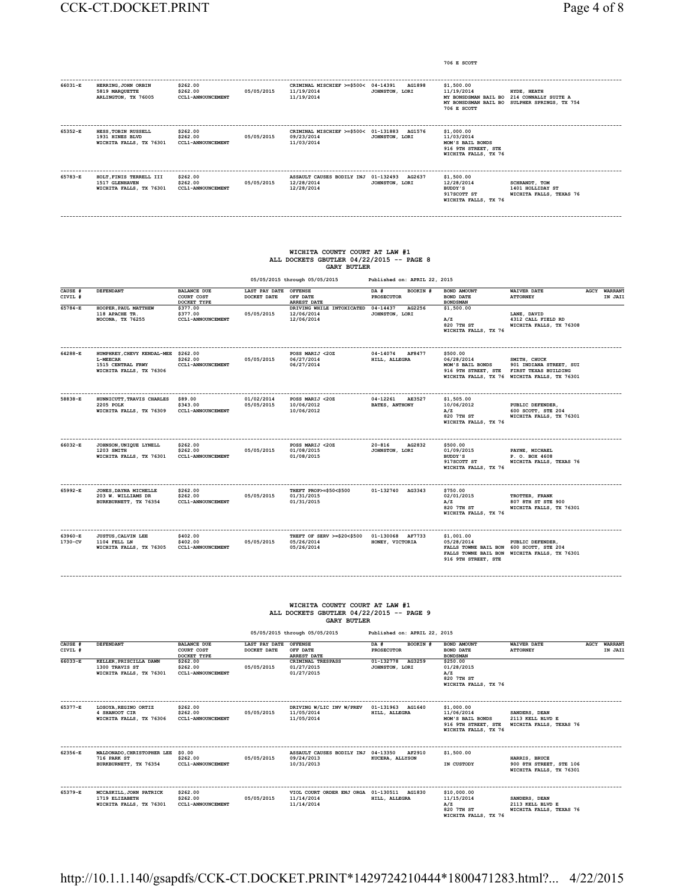706 E SCOTT

| CAUSE # / CIVIL # | DEFENDANT | BALANCE DUE / COURT COST / DOCKET TYPE | LAST PAY DATE / DOCKET DATE | OFFENSE / OFF DATE / ARREST DATE | DA # / BOOKIN # / PROSECUTOR | BOND AMOUNT / BOND DATE / BONDSMAN | WAIVER DATE / ATTORNEY |
|---|---|---|---|---|---|---|---|
| 66031-E | HERRING, JOHN ORBIN 5819 MARQUETTE ARLINGTON, TX 76005 | $262.00 $262.00 CCL1-ANNOUNCEMENT | 05/05/2015 | CRIMINAL MISCHIEF >=$500< 11/19/2014 11/19/2014 | 04-14391 AG1898 JOHNSTON, LORI | $1,500.00 11/19/2014 MY BONDSMAN BAIL BO MY BONDSMAN BAIL BO 706 E SCOTT | HYDE, HEATH 214 CONNALLY SUITE A SULPHER SPRINGS, TX 754 |
| 65352-E | HESS, TOBIN RUSSELL 1931 HINES BLVD WICHITA FALLS, TX 76301 | $262.00 $262.00 CCL1-ANNOUNCEMENT | 05/05/2015 | CRIMINAL MISCHIEF >=$500< 09/23/2014 11/03/2014 | 01-131883 AG1576 JOHNSTON, LORI | $1,000.00 11/03/2014 MOM'S BAIL BONDS 916 9TH STREET, STE WICHITA FALLS, TX 76 | |
| 65783-E | HOLT, FINIS TERRELL III 1517 GLENHAVEN WICHITA FALLS, TX 76301 | $262.00 $262.00 CCL1-ANNOUNCEMENT | 05/05/2015 | ASSAULT CAUSES BODILY INJ 12/28/2014 12/28/2014 | 01-132493 AG2637 JOHNSTON, LORI | $1,500.00 12/28/2014 BUDDY'S 917SCOTT ST WICHITA FALLS, TX 76 | SCHRANDT, TOM 1401 HOLLIDAY ST WICHITA FALLS, TEXAS 76 |

## WICHITA COUNTY COURT AT LAW #1
## ALL DOCKETS GBUTLER 04/22/2015 -- PAGE 8
## GARY BUTLER

05/05/2015 through 05/05/2015 Published on: APRIL 22, 2015

| CAUSE # / CIVIL # | DEFENDANT | BALANCE DUE / COURT COST / DOCKET TYPE | LAST PAY DATE / DOCKET DATE | OFFENSE / OFF DATE / ARREST DATE | DA # / BOOKIN # / PROSECUTOR | BOND AMOUNT / BOND DATE / BONDSMAN | WAIVER DATE / ATTORNEY | AGCY | WARRANT IN JAIL |
|---|---|---|---|---|---|---|---|---|---|
| 65784-E | HOOPER, PAUL MATTHEW 118 APACHE TR. NOCONA, TX 76255 | $377.00 $377.00 CCL1-ANNOUNCEMENT | 05/05/2015 | DRIVING WHILE INTOXICATED 12/06/2014 12/06/2014 | 04-14437 AG2256 JOHNSTON, LORI | $1,500.00 A/Z 820 7TH ST WICHITA FALLS, TX 76 | LANE, DAVID 4312 CALL FIELD RD WICHITA FALLS, TX 76308 | | |
| 64288-E | HUMPHREY, CHEVY KENDAL-MEE L-MEECAR 1515 CENTRAL FRWY WICHITA FALLS, TX 76306 | $262.00 $262.00 CCL1-ANNOUNCEMENT | 05/05/2015 | POSS MARIJ <2OZ 06/27/2014 06/27/2014 | 04-14074 AF8477 HILL, ALLEGRA | $500.00 06/28/2014 MOM'S BAIL BONDS 916 9TH STREET, STE WICHITA FALLS, TX 76 | SMITH, CHUCK 901 INDIANA STREET, SUI FIRST TEXAS BUILDING WICHITA FALLS, TX 76301 | | |
| 58838-E | HUNNICUTT, TRAVIS CHARLES 2205 POLK WICHITA FALLS, TX 76309 | $89.00 $343.00 CCL1-ANNOUNCEMENT | 01/02/2014 05/05/2015 | POSS MARIJ <2OZ 10/06/2012 10/06/2012 | 04-12261 AE3527 BATES, ANTHONY | $1,505.00 10/06/2012 A/Z 820 7TH ST WICHITA FALLS, TX 76 | PUBLIC DEFENDER, 600 SCOTT, STE 204 WICHITA FALLS, TX 76301 | | |
| 66032-E | JOHNSON, UNIQUE LYNELL 1203 SMITH WICHITA FALLS, TX 76301 | $262.00 $262.00 CCL1-ANNOUNCEMENT | 05/05/2015 | POSS MARIJ <2OZ 01/08/2015 01/08/2015 | 20-816 AG2832 JOHNSTON, LORI | $500.00 01/09/2015 BUDDY'S 917SCOTT ST WICHITA FALLS, TX 76 | PAYNE, MICHAEL P. O. BOX 4608 WICHITA FALLS, TEXAS 76 | | |
| 65992-E | JONES, DAYNA MICHELLE 203 W. WILLIAMS DR BURKBURNETT, TX 76354 | $262.00 $262.00 CCL1-ANNOUNCEMENT | 05/05/2015 | THEFT PROP>=$50<$500 01/31/2015 01/31/2015 | 01-132740 AG3343 | $750.00 02/01/2015 A/Z 820 7TH ST WICHITA FALLS, TX 76 | TROTTER, FRANK 807 8TH ST STE 900 WICHITA FALLS, TX 76301 | | |
| 63960-E 1730-CV | JUSTUS, CALVIN LEE 1104 FELL LN WICHITA FALLS, TX 76305 | $402.00 $402.00 CCL1-ANNOUNCEMENT | 05/05/2015 | THEFT OF SERV >=$20<$500 05/26/2014 05/26/2014 | 01-130068 AF7733 HONEY, VICTORIA | $1,001.00 05/28/2014 FALLS TOWNE BAIL BON FALLS TOWNE BAIL BON 916 9TH STREET, STE | PUBLIC DEFENDER, 600 SCOTT, STE 204 WICHITA FALLS, TX 76301 | | |

## WICHITA COUNTY COURT AT LAW #1
## ALL DOCKETS GBUTLER 04/22/2015 -- PAGE 9
## GARY BUTLER

05/05/2015 through 05/05/2015 Published on: APRIL 22, 2015

| CAUSE # / CIVIL # | DEFENDANT | BALANCE DUE / COURT COST / DOCKET TYPE | LAST PAY DATE / DOCKET DATE | OFFENSE / OFF DATE / ARREST DATE | DA # / BOOKIN # / PROSECUTOR | BOND AMOUNT / BOND DATE / BONDSMAN | WAIVER DATE / ATTORNEY | AGCY | WARRANT IN JAIL |
|---|---|---|---|---|---|---|---|---|---|
| 66033-E | KELLER, PRISCILLA DAWN 1300 TRAVIS ST WICHITA FALLS, TX 76301 | $262.00 $262.00 CCL1-ANNOUNCEMENT | 05/05/2015 | CRIMINAL TRESPASS 01/27/2015 01/27/2015 | 01-132778 AG3259 JOHNSTON, LORI | $250.00 01/28/2015 A/Z 820 7TH ST WICHITA FALLS, TX 76 | | | |
| 65377-E | LOSOYA, REGINO ORTIZ 4 SHANOOT CIR WICHITA FALLS, TX 76306 | $262.00 $262.00 CCL1-ANNOUNCEMENT | 05/05/2015 | DRIVING W/LIC INV W/PREV 11/05/2014 11/05/2014 | 01-131963 AG1640 HILL, ALLEGRA | $1,000.00 11/06/2014 MOM'S BAIL BONDS 916 9TH STREET, STE WICHITA FALLS, TX 76 | SANDERS, DEAN 2113 KELL BLVD E WICHITA FALLS, TEXAS 76 | | |
| 62356-E | MALDONADO, CHRISTOPHER LEE 716 PARK ST BURKBURNETT, TX 76354 | $0.00 $262.00 CCL1-ANNOUNCEMENT | 05/05/2015 | ASSAULT CAUSES BODILY INJ 09/24/2013 10/31/2013 | 04-13350 AF2910 KUCERA, ALLYSON | $1,500.00 IN CUSTODY | HARRIS, BRUCE 900 8TH STREET, STE 106 WICHITA FALLS, TX 76301 | | |
| 65379-E | MCCASKILL, JOHN PATRICK 1719 ELIZABETH WICHITA FALLS, TX 76301 | $262.00 $262.00 CCL1-ANNOUNCEMENT | 05/05/2015 | VIOL COURT ORDER ENJ ORGA 11/14/2014 11/14/2014 | 01-130511 AG1830 HILL, ALLEGRA | $10,000.00 11/15/2014 A/Z 820 7TH ST WICHITA FALLS, TX 76 | SANDERS, DEAN 2113 KELL BLVD E WICHITA FALLS, TEXAS 76 | | |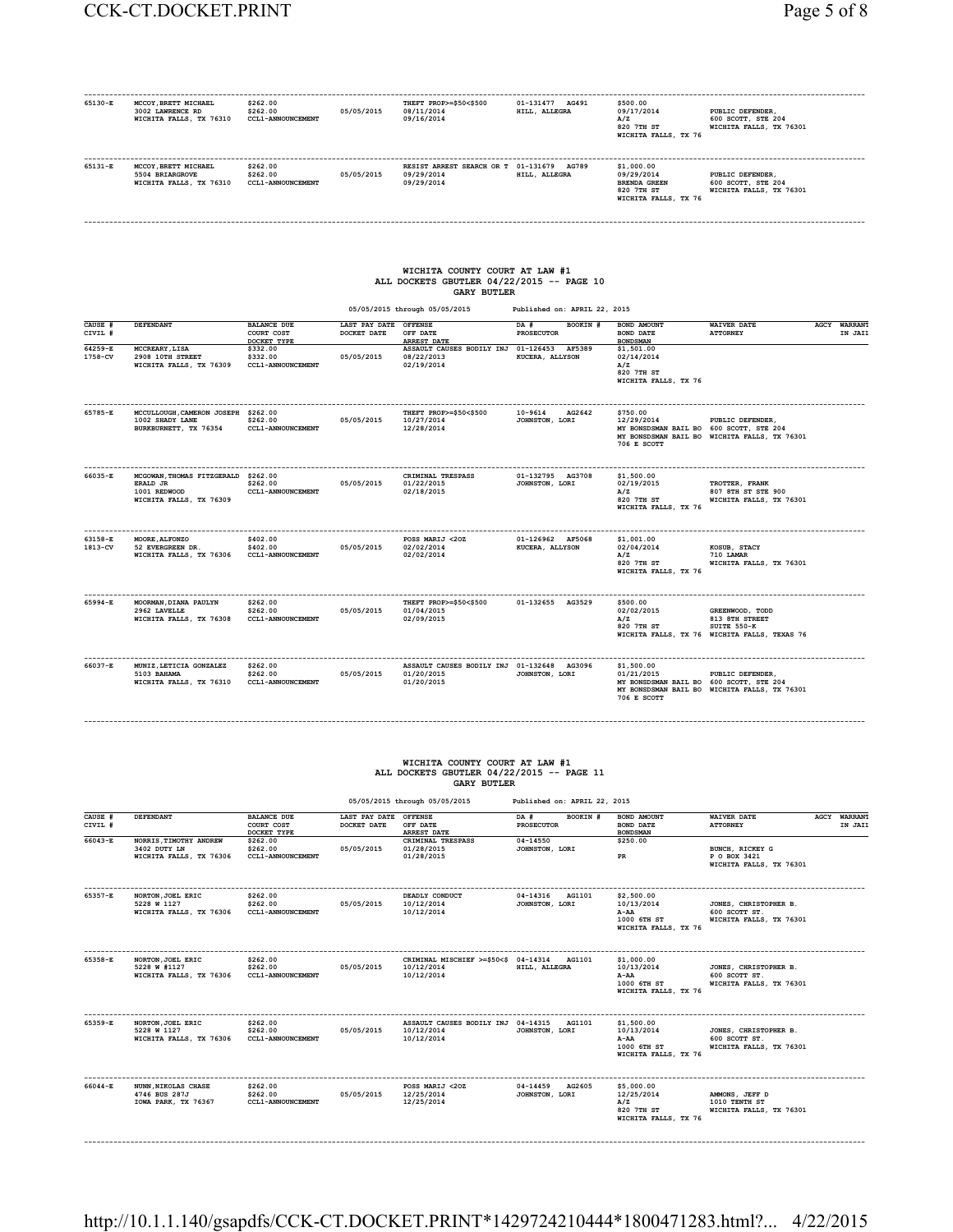| CAUSE # / CIVIL # | DEFENDANT | BALANCE DUE / COURT COST / DOCKET TYPE | LAST PAY DATE / DOCKET DATE | OFFENSE / OFF DATE / ARREST DATE | DA # / BOOKIN # / PROSECUTOR | BOND AMOUNT / BOND DATE / BONDSMAN | WAIVER DATE / ATTORNEY | AGCY | WARRANT / IN JAIL |
|---|---|---|---|---|---|---|---|---|---|
| 65130-E | MCCOY,BRETT MICHAEL<br>3002 LAWRENCE RD<br>WICHITA FALLS, TX 76310 | $262.00<br>$262.00<br>CCL1-ANNOUNCEMENT | 05/05/2015 | THEFT PROP>=$50<$500<br>08/11/2014<br>09/16/2014 | 01-131477 AG491<br>HILL, ALLEGRA | $500.00<br>09/17/2014<br>A/Z<br>820 7TH ST<br>WICHITA FALLS, TX 76 | PUBLIC DEFENDER,<br>600 SCOTT, STE 204<br>WICHITA FALLS, TX 76301 | | |
| 65131-E | MCCOY,BRETT MICHAEL<br>5504 BRIARGROVE<br>WICHITA FALLS, TX 76310 | $262.00<br>$262.00<br>CCL1-ANNOUNCEMENT | 05/05/2015 | RESIST ARREST SEARCH OR T<br>09/29/2014<br>09/29/2014 | 01-131679 AG789<br>HILL, ALLEGRA | $1,000.00<br>09/29/2014<br>BRENDA GREEN<br>820 7TH ST<br>WICHITA FALLS, TX 76 | PUBLIC DEFENDER,<br>600 SCOTT, STE 204<br>WICHITA FALLS, TX 76301 | | |

## WICHITA COUNTY COURT AT LAW #1
## ALL DOCKETS GBUTLER 04/22/2015 -- PAGE 10
### GARY BUTLER

05/05/2015 through 05/05/2015 Published on: APRIL 22, 2015

| CAUSE # / CIVIL # | DEFENDANT | BALANCE DUE / COURT COST / DOCKET TYPE | LAST PAY DATE / DOCKET DATE | OFFENSE / OFF DATE / ARREST DATE | DA # / BOOKIN # / PROSECUTOR | BOND AMOUNT / BOND DATE / BONDSMAN | WAIVER DATE / ATTORNEY | AGCY | WARRANT / IN JAIL |
|---|---|---|---|---|---|---|---|---|---|
| 64259-E<br>1758-CV | MCCREARY,LISA<br>2908 10TH STREET<br>WICHITA FALLS, TX 76309 | $332.00<br>$332.00<br>CCL1-ANNOUNCEMENT | 05/05/2015 | ASSAULT CAUSES BODILY INJ<br>08/22/2013<br>02/19/2014 | 01-126453 AF5389<br>KUCERA, ALLYSON | $1,501.00<br>02/14/2014<br>A/Z<br>820 7TH ST<br>WICHITA FALLS, TX 76 | | | |
| 65785-E | MCCULLOUGH,CAMERON JOSEPH<br>1002 SHADY LANE<br>BURKBURNETT, TX 76354 | $262.00<br>$262.00<br>CCL1-ANNOUNCEMENT | 05/05/2015 | THEFT PROP>=$50<$500<br>10/27/2014<br>12/28/2014 | 10-9614 AG2642<br>JOHNSTON, LORI | $750.00<br>12/29/2014<br>MY BONDSDMAN BAIL BO<br>MY BONDSDMAN BAIL BO<br>706 E SCOTT | PUBLIC DEFENDER,<br>600 SCOTT, STE 204<br>WICHITA FALLS, TX 76301 | | |
| 66035-E | MCGOWAN,THOMAS FITZGERALD ERALD JR<br>1001 REDWOOD<br>WICHITA FALLS, TX 76309 | $262.00<br>$262.00<br>CCL1-ANNOUNCEMENT | 05/05/2015 | CRIMINAL TRESPASS<br>01/22/2015<br>02/18/2015 | 01-132795 AG3708<br>JOHNSTON, LORI | $1,500.00<br>02/19/2015<br>A/Z<br>820 7TH ST<br>WICHITA FALLS, TX 76 | TROTTER, FRANK<br>807 8TH ST STE 900<br>WICHITA FALLS, TX 76301 | | |
| 63158-E<br>1813-CV | MOORE,ALFONZO<br>52 EVERGREEN DR.<br>WICHITA FALLS, TX 76306 | $402.00<br>$402.00<br>CCL1-ANNOUNCEMENT | 05/05/2015 | POSS MARIJ <2OZ<br>02/02/2014<br>02/02/2014 | 01-126962 AF5068<br>KUCERA, ALLYSON | $1,001.00<br>02/04/2014<br>A/Z<br>820 7TH ST<br>WICHITA FALLS, TX 76 | KOSUB, STACY<br>710 LAMAR<br>WICHITA FALLS, TX 76301 | | |
| 65994-E | MOORMAN,DIANA PAULYN<br>2962 LAVELLE<br>WICHITA FALLS, TX 76308 | $262.00<br>$262.00<br>CCL1-ANNOUNCEMENT | 05/05/2015 | THEFT PROP>=$50<$500<br>01/04/2015<br>02/09/2015 | 01-132655 AG3529 | $500.00<br>02/02/2015<br>A/Z<br>820 7TH ST<br>WICHITA FALLS, TX 76 | GREENWOOD, TODD<br>813 8TH STREET<br>SUITE 550-K<br>WICHITA FALLS, TEXAS 76 | | |
| 66037-E | MUNIZ,LETICIA GONZALEZ<br>5103 BAHAMA<br>WICHITA FALLS, TX 76310 | $262.00<br>$262.00<br>CCL1-ANNOUNCEMENT | 05/05/2015 | ASSAULT CAUSES BODILY INJ<br>01/20/2015<br>01/20/2015 | 01-132648 AG3096<br>JOHNSTON, LORI | $1,500.00<br>01/21/2015<br>MY BONDSDMAN BAIL BO<br>MY BONDSDMAN BAIL BO<br>706 E SCOTT | PUBLIC DEFENDER,<br>600 SCOTT, STE 204<br>WICHITA FALLS, TX 76301 | | |

## WICHITA COUNTY COURT AT LAW #1
## ALL DOCKETS GBUTLER 04/22/2015 -- PAGE 11
### GARY BUTLER

05/05/2015 through 05/05/2015 Published on: APRIL 22, 2015

| CAUSE # / CIVIL # | DEFENDANT | BALANCE DUE / COURT COST / DOCKET TYPE | LAST PAY DATE / DOCKET DATE | OFFENSE / OFF DATE / ARREST DATE | DA # / BOOKIN # / PROSECUTOR | BOND AMOUNT / BOND DATE / BONDSMAN | WAIVER DATE / ATTORNEY | AGCY | WARRANT / IN JAIL |
|---|---|---|---|---|---|---|---|---|---|
| 66043-E | NORRIS,TIMOTHY ANDREW<br>3402 DUTY LN<br>WICHITA FALLS, TX 76306 | $262.00<br>$262.00<br>CCL1-ANNOUNCEMENT | 05/05/2015 | CRIMINAL TRESPASS<br>01/28/2015<br>01/28/2015 | 04-14550<br>JOHNSTON, LORI | $250.00<br><br>PR | BUNCH, RICKEY G<br>P O BOX 3421<br>WICHITA FALLS, TX 76301 | | |
| 65357-E | NORTON,JOEL ERIC<br>5228 W 1127<br>WICHITA FALLS, TX 76306 | $262.00<br>$262.00<br>CCL1-ANNOUNCEMENT | 05/05/2015 | DEADLY CONDUCT<br>10/12/2014<br>10/12/2014 | 04-14316 AG1101<br>JOHNSTON, LORI | $2,500.00<br>10/13/2014<br>A-AA<br>1000 6TH ST<br>WICHITA FALLS, TX 76 | JONES, CHRISTOPHER B.<br>600 SCOTT ST.<br>WICHITA FALLS, TX 76301 | | |
| 65358-E | NORTON,JOEL ERIC<br>5228 W #1127<br>WICHITA FALLS, TX 76306 | $262.00<br>$262.00<br>CCL1-ANNOUNCEMENT | 05/05/2015 | CRIMINAL MISCHIEF >=$50<$<br>10/12/2014<br>10/12/2014 | 04-14314 AG1101<br>HILL, ALLEGRA | $1,000.00<br>10/13/2014<br>A-AA<br>1000 6TH ST<br>WICHITA FALLS, TX 76 | JONES, CHRISTOPHER B.<br>600 SCOTT ST.<br>WICHITA FALLS, TX 76301 | | |
| 65359-E | NORTON,JOEL ERIC<br>5228 W 1127<br>WICHITA FALLS, TX 76306 | $262.00<br>$262.00<br>CCL1-ANNOUNCEMENT | 05/05/2015 | ASSAULT CAUSES BODILY INJ<br>10/12/2014<br>10/12/2014 | 04-14315 AG1101<br>JOHNSTON, LORI | $1,500.00<br>10/13/2014<br>A-AA<br>1000 6TH ST<br>WICHITA FALLS, TX 76 | JONES, CHRISTOPHER B.<br>600 SCOTT ST.<br>WICHITA FALLS, TX 76301 | | |
| 66044-E | NUNN,NIKOLAS CHASE<br>4746 BUS 287J<br>IOWA PARK, TX 76367 | $262.00<br>$262.00<br>CCL1-ANNOUNCEMENT | 05/05/2015 | POSS MARIJ <2OZ<br>12/25/2014<br>12/25/2014 | 04-14459 AG2605<br>JOHNSTON, LORI | $5,000.00<br>12/25/2014<br>A/Z<br>820 7TH ST<br>WICHITA FALLS, TX 76 | AMMONS, JEFF D<br>1010 TENTH ST<br>WICHITA FALLS, TX 76301 | | |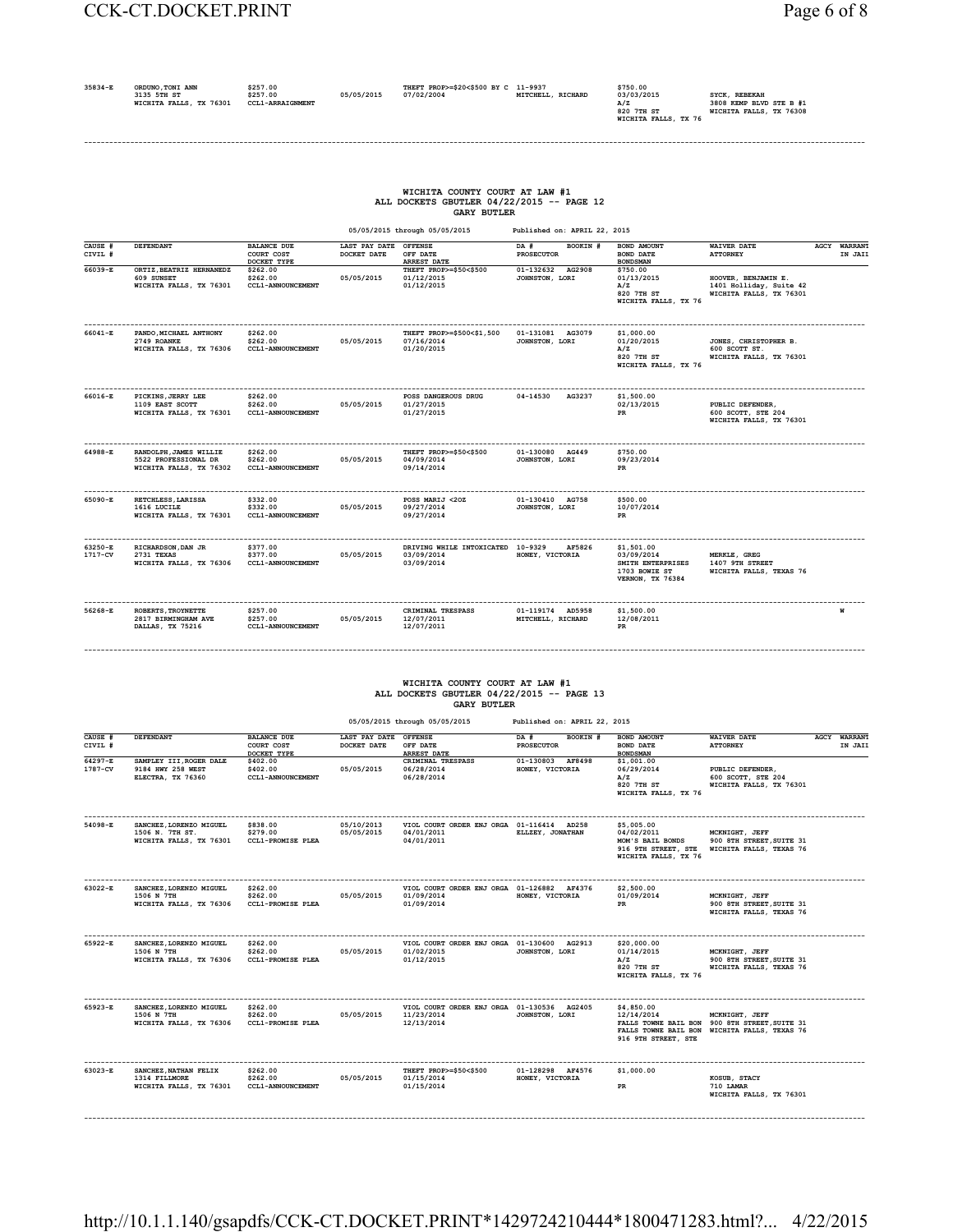| CAUSE # CIVIL # | DEFENDANT | BALANCE DUE COURT COST DOCKET TYPE | LAST PAY DATE DOCKET DATE | OFFENSE OFF DATE ARREST DATE | DA # BOOKIN # PROSECUTOR | BOND AMOUNT BOND DATE BONDSMAN | WAIVER DATE ATTORNEY | AGCY | WARRANT IN JAIL |
|---|---|---|---|---|---|---|---|---|---|
| 35834-E | ORDUNO,TONI ANN 3135 5TH ST WICHITA FALLS, TX 76301 | $257.00 $257.00 CCL1-ARRAIGNMENT | 05/05/2015 | THEFT PROP>=$20<$500 BY C 07/02/2004 | 11-9937 MITCHELL, RICHARD | $750.00 03/03/2015 A/Z 820 7TH ST WICHITA FALLS, TX 76 | SYCK, REBEKAH 3808 KEMP BLVD STE B #1 WICHITA FALLS, TX 76308 | | |

## WICHITA COUNTY COURT AT LAW #1
## ALL DOCKETS GBUTLER 04/22/2015 -- PAGE 12
## GARY BUTLER

05/05/2015 through 05/05/2015 Published on: APRIL 22, 2015

| CAUSE # CIVIL # | DEFENDANT | BALANCE DUE COURT COST DOCKET TYPE | LAST PAY DATE DOCKET DATE | OFFENSE OFF DATE ARREST DATE | DA # BOOKIN # PROSECUTOR | BOND AMOUNT BOND DATE BONDSMAN | WAIVER DATE ATTORNEY | AGCY | WARRANT IN JAIL |
|---|---|---|---|---|---|---|---|---|---|
| 66039-E | ORTIZ,BEATRIZ HERNANEDZ 609 SUNSET WICHITA FALLS, TX 76301 | $262.00 $262.00 CCL1-ANNOUNCEMENT | 05/05/2015 | THEFT PROP>=$50<$500 01/12/2015 01/12/2015 | 01-132632 AG2908 JOHNSTON, LORI | $750.00 01/13/2015 A/Z 820 7TH ST WICHITA FALLS, TX 76 | HOOVER, BENJAMIN E. 1401 Holliday, Suite 42 WICHITA FALLS, TX 76301 | | |
| 66041-E | PANDO,MICHAEL ANTHONY 2749 ROANKE WICHITA FALLS, TX 76306 | $262.00 $262.00 CCL1-ANNOUNCEMENT | 05/05/2015 | THEFT PROP>=$500<$1,500 07/16/2014 01/20/2015 | 01-131081 AG3079 JOHNSTON, LORI | $1,000.00 01/20/2015 A/Z 820 7TH ST WICHITA FALLS, TX 76 | JONES, CHRISTOPHER B. 600 SCOTT ST. WICHITA FALLS, TX 76301 | | |
| 66016-E | PICKINS,JERRY LEE 1109 EAST SCOTT WICHITA FALLS, TX 76301 | $262.00 $262.00 CCL1-ANNOUNCEMENT | 05/05/2015 | POSS DANGEROUS DRUG 01/27/2015 01/27/2015 | 04-14530 AG3237 | $1,500.00 02/13/2015 PR | PUBLIC DEFENDER, 600 SCOTT, STE 204 WICHITA FALLS, TX 76301 | | |
| 64988-E | RANDOLPH,JAMES WILLIE 5522 PROFESSIONAL DR WICHITA FALLS, TX 76302 | $262.00 $262.00 CCL1-ANNOUNCEMENT | 05/05/2015 | THEFT PROP>=$50<$500 04/09/2014 09/14/2014 | 01-130080 AG449 JOHNSTON, LORI | $750.00 09/23/2014 PR | | | |
| 65090-E | RETCHLESS,LARISSA 1616 LUCILE WICHITA FALLS, TX 76301 | $332.00 $332.00 CCL1-ANNOUNCEMENT | 05/05/2015 | POSS MARIJ <2OZ 09/27/2014 09/27/2014 | 01-130410 AG758 JOHNSTON, LORI | $500.00 10/07/2014 PR | | | |
| 63250-E 1717-CV | RICHARDSON,DAN JR 2731 TEXAS WICHITA FALLS, TX 76306 | $377.00 $377.00 CCL1-ANNOUNCEMENT | 05/05/2015 | DRIVING WHILE INTOXICATED 03/09/2014 03/09/2014 | 10-9329 AF5826 HONEY, VICTORIA | $1,501.00 03/09/2014 SMITH ENTERPRISES 1703 BOWIE ST VERNON, TX 76384 | MERKLE, GREG 1407 9TH STREET WICHITA FALLS, TEXAS 76 | | |
| 56268-E | ROBERTS,TROYNETTE 2817 BIRMINGHAM AVE DALLAS, TX 75216 | $257.00 $257.00 CCL1-ANNOUNCEMENT | 05/05/2015 | CRIMINAL TRESPASS 12/07/2011 12/07/2011 | 01-119174 AD5958 MITCHELL, RICHARD | $1,500.00 12/08/2011 PR | | | W |

## WICHITA COUNTY COURT AT LAW #1
## ALL DOCKETS GBUTLER 04/22/2015 -- PAGE 13
## GARY BUTLER

05/05/2015 through 05/05/2015 Published on: APRIL 22, 2015

| CAUSE # CIVIL # | DEFENDANT | BALANCE DUE COURT COST DOCKET TYPE | LAST PAY DATE DOCKET DATE | OFFENSE OFF DATE ARREST DATE | DA # BOOKIN # PROSECUTOR | BOND AMOUNT BOND DATE BONDSMAN | WAIVER DATE ATTORNEY | AGCY | WARRANT IN JAIL |
|---|---|---|---|---|---|---|---|---|---|
| 64297-E 1787-CV | SAMPLEY III,ROGER DALE 9184 HWY 258 WEST ELECTRA, TX 76360 | $402.00 $402.00 CCL1-ANNOUNCEMENT | 05/05/2015 | CRIMINAL TRESPASS 06/28/2014 06/28/2014 | 01-130803 AF8498 HONEY, VICTORIA | $1,001.00 06/29/2014 A/Z 820 7TH ST WICHITA FALLS, TX 76 | PUBLIC DEFENDER, 600 SCOTT, STE 204 WICHITA FALLS, TX 76301 | | |
| 54098-E | SANCHEZ,LORENZO MIGUEL 1506 N. 7TH ST. WICHITA FALLS, TX 76301 | $838.00 $279.00 CCL1-PROMISE PLEA | 05/10/2013 05/05/2015 | VIOL COURT ORDER ENJ ORGA 04/01/2011 04/01/2011 | 01-116414 AD258 ELLZEY, JONATHAN | $5,005.00 04/02/2011 MOM'S BAIL BONDS 916 9TH STREET, STE WICHITA FALLS, TX 76 | MCKNIGHT, JEFF 900 8TH STREET,SUITE 31 WICHITA FALLS, TEXAS 76 | | |
| 63022-E | SANCHEZ,LORENZO MIGUEL 1506 N 7TH WICHITA FALLS, TX 76306 | $262.00 $262.00 CCL1-PROMISE PLEA | 05/05/2015 | VIOL COURT ORDER ENJ ORGA 01/09/2014 01/09/2014 | 01-126882 AF4376 HONEY, VICTORIA | $2,500.00 01/09/2014 PR | MCKNIGHT, JEFF 900 8TH STREET,SUITE 31 WICHITA FALLS, TEXAS 76 | | |
| 65922-E | SANCHEZ,LORENZO MIGUEL 1506 N 7TH WICHITA FALLS, TX 76306 | $262.00 $262.00 CCL1-PROMISE PLEA | 05/05/2015 | VIOL COURT ORDER ENJ ORGA 01/02/2015 01/12/2015 | 01-130600 AG2913 JOHNSTON, LORI | $20,000.00 01/14/2015 A/Z 820 7TH ST WICHITA FALLS, TX 76 | MCKNIGHT, JEFF 900 8TH STREET,SUITE 31 WICHITA FALLS, TEXAS 76 | | |
| 65923-E | SANCHEZ,LORENZO MIGUEL 1506 N 7TH WICHITA FALLS, TX 76306 | $262.00 $262.00 CCL1-PROMISE PLEA | 05/05/2015 | VIOL COURT ORDER ENJ ORGA 11/23/2014 12/13/2014 | 01-130536 AG2405 JOHNSTON, LORI | $4,850.00 12/14/2014 FALLS TOWNE BAIL BON FALLS TOWNE BAIL BON 916 9TH STREET, STE | MCKNIGHT, JEFF 900 8TH STREET,SUITE 31 WICHITA FALLS, TEXAS 76 | | |
| 63023-E | SANCHEZ,NATHAN FELIX 1314 FILLMORE WICHITA FALLS, TX 76301 | $262.00 $262.00 CCL1-ANNOUNCEMENT | 05/05/2015 | THEFT PROP>=$50<$500 01/15/2014 01/15/2014 | 01-128298 AF4576 HONEY, VICTORIA | $1,000.00 PR | KOSUB, STACY 710 LAMAR WICHITA FALLS, TX 76301 | | |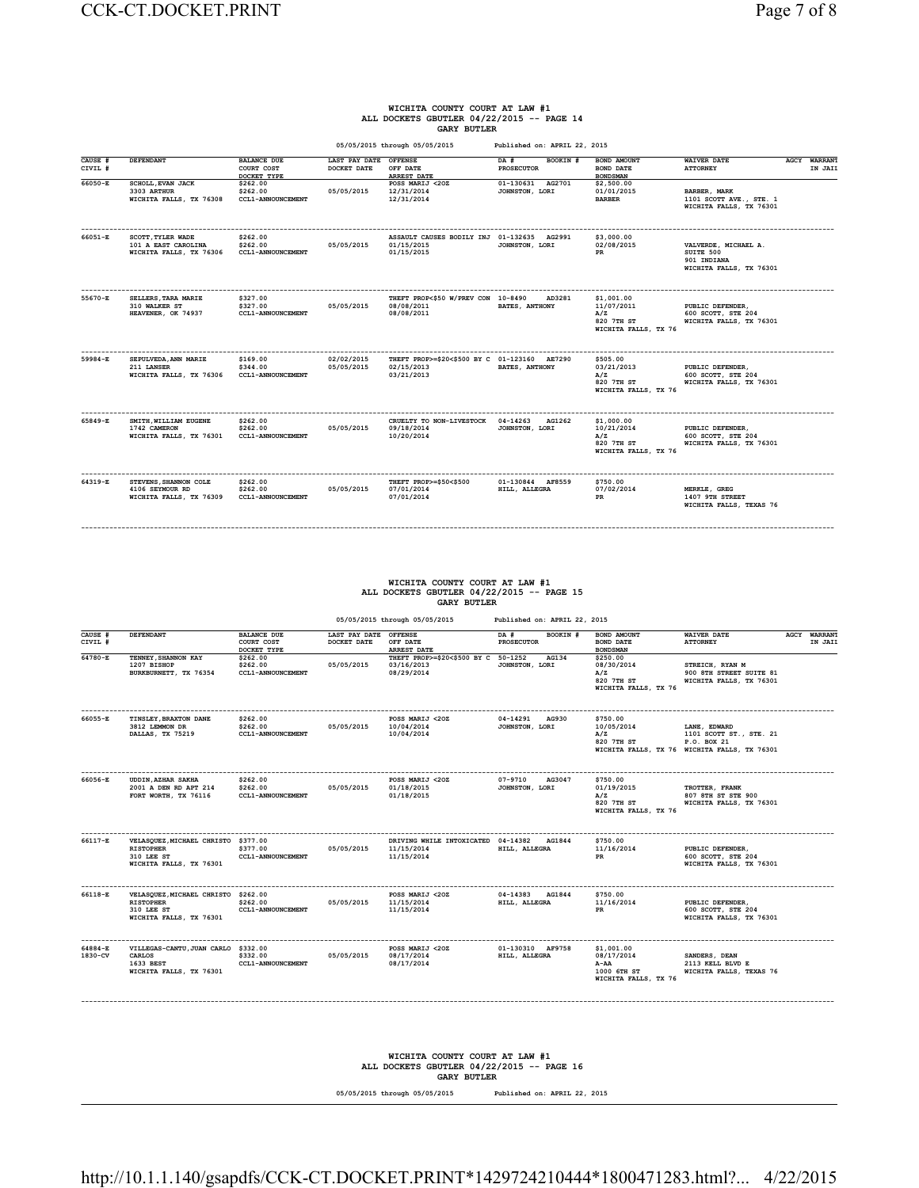# WICHITA COUNTY COURT AT LAW #1
## ALL DOCKETS GBUTLER 04/22/2015 -- PAGE 14
### GARY BUTLER

05/05/2015 through 05/05/2015 Published on: APRIL 22, 2015

| CAUSE # / CIVIL # | DEFENDANT | BALANCE DUE / COURT COST / DOCKET TYPE | LAST PAY DATE / DOCKET DATE | OFFENSE / OFF DATE / ARREST DATE | DA # / PROSECUTOR | BOOKIN # | BOND AMOUNT / BOND DATE / BONDSMAN | WAIVER DATE / ATTORNEY | AGCY | WARRANT IN JAIL |
|---|---|---|---|---|---|---|---|---|---|---|
| 66050-E | SCHOLL,EVAN JACK<br>3303 ARTHUR<br>WICHITA FALLS, TX 76308 | $262.00<br>$262.00<br>CCL1-ANNOUNCEMENT | <br>05/05/2015 | POSS MARIJ <2OZ<br>12/31/2014<br>12/31/2014 | 01-130631<br>JOHNSTON, LORI | AG2701 | $2,500.00<br>01/01/2015<br>BARBER | <br>BARBER, MARK<br>1101 SCOTT AVE., STE. 1<br>WICHITA FALLS, TX 76301 | | |
| 66051-E | SCOTT,TYLER WADE<br>101 A EAST CAROLINA<br>WICHITA FALLS, TX 76306 | $262.00<br>$262.00<br>CCL1-ANNOUNCEMENT | <br>05/05/2015 | ASSAULT CAUSES BODILY INJ<br>01/15/2015<br>01/15/2015 | 01-132635<br>JOHNSTON, LORI | AG2991 | $3,000.00<br>02/08/2015<br>PR | <br>VALVERDE, MICHAEL A.<br>SUITE 500<br>901 INDIANA<br>WICHITA FALLS, TX 76301 | | |
| 55670-E | SELLERS,TARA MARIE<br>310 WALKER ST<br>HEAVENER, OK 74937 | $327.00<br>$327.00<br>CCL1-ANNOUNCEMENT | <br>05/05/2015 | THEFT PROP<$50 W/PREV CON<br>08/08/2011<br>08/08/2011 | 10-8490<br>BATES, ANTHONY | AD3281 | $1,001.00<br>11/07/2011<br>A/Z<br>820 7TH ST<br>WICHITA FALLS, TX 76 | <br>PUBLIC DEFENDER,<br>600 SCOTT, STE 204<br>WICHITA FALLS, TX 76301 | | |
| 59984-E | SEPULVEDA,ANN MARIE<br>211 LANSER<br>WICHITA FALLS, TX 76306 | $169.00<br>$344.00<br>CCL1-ANNOUNCEMENT | 02/02/2015<br>05/05/2015 | THEFT PROP>=$20<$500 BY C<br>02/15/2013<br>03/21/2013 | 01-123160<br>BATES, ANTHONY | AE7290 | $505.00<br>03/21/2013<br>A/Z<br>820 7TH ST<br>WICHITA FALLS, TX 76 | <br>PUBLIC DEFENDER,<br>600 SCOTT, STE 204<br>WICHITA FALLS, TX 76301 | | |
| 65849-E | SMITH,WILLIAM EUGENE<br>1742 CAMERON<br>WICHITA FALLS, TX 76301 | $262.00<br>$262.00<br>CCL1-ANNOUNCEMENT | <br>05/05/2015 | CRUELTY TO NON-LIVESTOCK<br>09/18/2014<br>10/20/2014 | 04-14263<br>JOHNSTON, LORI | AG1262 | $1,000.00<br>10/21/2014<br>A/Z<br>820 7TH ST<br>WICHITA FALLS, TX 76 | <br>PUBLIC DEFENDER,<br>600 SCOTT, STE 204<br>WICHITA FALLS, TX 76301 | | |
| 64319-E | STEVENS,SHANNON COLE<br>4106 SEYMOUR RD<br>WICHITA FALLS, TX 76309 | $262.00<br>$262.00<br>CCL1-ANNOUNCEMENT | <br>05/05/2015 | THEFT PROP>=$50<$500<br>07/01/2014<br>07/01/2014 | 01-130844<br>HILL, ALLEGRA | AF8559 | $750.00<br>07/02/2014<br>PR | <br>MERKLE, GREG<br>1407 9TH STREET<br>WICHITA FALLS, TEXAS 76 | | |

# WICHITA COUNTY COURT AT LAW #1
## ALL DOCKETS GBUTLER 04/22/2015 -- PAGE 15
### GARY BUTLER

05/05/2015 through 05/05/2015 Published on: APRIL 22, 2015

| CAUSE # / CIVIL # | DEFENDANT | BALANCE DUE / COURT COST / DOCKET TYPE | LAST PAY DATE / DOCKET DATE | OFFENSE / OFF DATE / ARREST DATE | DA # / PROSECUTOR | BOOKIN # | BOND AMOUNT / BOND DATE / BONDSMAN | WAIVER DATE / ATTORNEY | AGCY | WARRANT IN JAIL |
|---|---|---|---|---|---|---|---|---|---|---|
| 64780-E | TENNEY,SHANNON KAY<br>1207 BISHOP<br>BURKBURNETT, TX 76354 | $262.00<br>$262.00<br>CCL1-ANNOUNCEMENT | <br>05/05/2015 | THEFT PROP>=$20<$500 BY C<br>03/16/2013<br>08/29/2014 | 50-1252<br>JOHNSTON, LORI | AG134 | $250.00<br>08/30/2014<br>A/Z<br>820 7TH ST<br>WICHITA FALLS, TX 76 | <br>STREICH, RYAN M<br>900 8TH STREET SUITE 81<br>WICHITA FALLS, TX 76301 | | |
| 66055-E | TINSLEY,BRAXTON DANE<br>3812 LEMMON DR<br>DALLAS, TX 75219 | $262.00<br>$262.00<br>CCL1-ANNOUNCEMENT | <br>05/05/2015 | POSS MARIJ <2OZ<br>10/04/2014<br>10/04/2014 | 04-14291<br>JOHNSTON, LORI | AG930 | $750.00<br>10/05/2014<br>A/Z<br>820 7TH ST<br>WICHITA FALLS, TX 76 | <br>LANE, EDWARD<br>1101 SCOTT ST., STE. 21<br>P.O. BOX 21<br>WICHITA FALLS, TX 76301 | | |
| 66056-E | UDDIN,AZHAR SAKHA<br>2001 A DEN RD APT 214<br>FORT WORTH, TX 76116 | $262.00<br>$262.00<br>CCL1-ANNOUNCEMENT | <br>05/05/2015 | POSS MARIJ <2OZ<br>01/18/2015<br>01/18/2015 | 07-9710<br>JOHNSTON, LORI | AG3047 | $750.00<br>01/19/2015<br>A/Z<br>820 7TH ST<br>WICHITA FALLS, TX 76 | <br>TROTTER, FRANK<br>807 8TH ST STE 900<br>WICHITA FALLS, TX 76301 | | |
| 66117-E | VELASQUEZ,MICHAEL CHRISTO<br>RISTOPHER<br>310 LEE ST<br>WICHITA FALLS, TX 76301 | $377.00<br>$377.00<br>CCL1-ANNOUNCEMENT | <br>05/05/2015 | DRIVING WHILE INTOXICATED<br>11/15/2014<br>11/15/2014 | 04-14382<br>HILL, ALLEGRA | AG1844 | $750.00<br>11/16/2014<br>PR | <br>PUBLIC DEFENDER,<br>600 SCOTT, STE 204<br>WICHITA FALLS, TX 76301 | | |
| 66118-E | VELASQUEZ,MICHAEL CHRISTO<br>RISTOPHER<br>310 LEE ST<br>WICHITA FALLS, TX 76301 | $262.00<br>$262.00<br>CCL1-ANNOUNCEMENT | <br>05/05/2015 | POSS MARIJ <2OZ<br>11/15/2014<br>11/15/2014 | 04-14383<br>HILL, ALLEGRA | AG1844 | $750.00<br>11/16/2014<br>PR | <br>PUBLIC DEFENDER,<br>600 SCOTT, STE 204<br>WICHITA FALLS, TX 76301 | | |
| 64884-E<br>1830-CV | VILLEGAS-CANTU,JUAN CARLO<br>CARLOS<br>1633 BEST<br>WICHITA FALLS, TX 76301 | $332.00<br>$332.00<br>CCL1-ANNOUNCEMENT | <br>05/05/2015 | POSS MARIJ <2OZ<br>08/17/2014<br>08/17/2014 | 01-130310<br>HILL, ALLEGRA | AF9758 | $1,001.00<br>08/17/2014<br>A-AA<br>1000 6TH ST<br>WICHITA FALLS, TX 76 | <br>SANDERS, DEAN<br>2113 KELL BLVD E<br>WICHITA FALLS, TEXAS 76 | | |

# WICHITA COUNTY COURT AT LAW #1
## ALL DOCKETS GBUTLER 04/22/2015 -- PAGE 16
### GARY BUTLER

05/05/2015 through 05/05/2015 Published on: APRIL 22, 2015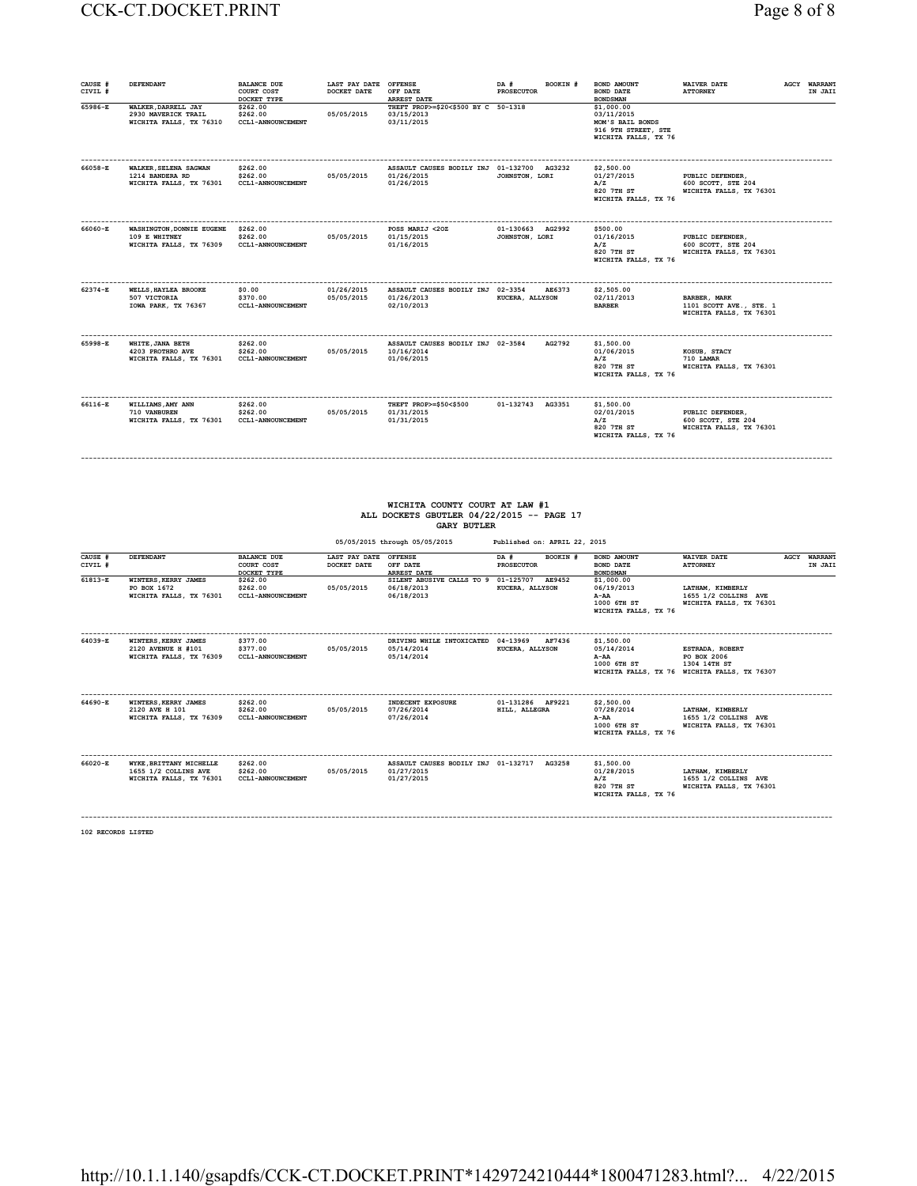| CAUSE # / CIVIL # | DEFENDANT | BALANCE DUE / COURT COST / DOCKET TYPE | LAST PAY DATE / DOCKET DATE | OFFENSE / OFF DATE / ARREST DATE | DA # / PROSECUTOR | BOOKIN # | BOND AMOUNT / BOND DATE / BONDSMAN | WAIVER DATE / ATTORNEY | AGCY | WARRANT IN JAIL |
|---|---|---|---|---|---|---|---|---|---|---|
| 65986-E | WALKER,DARRELL JAY<br>2930 MAVERICK TRAIL<br>WICHITA FALLS, TX 76310 | $262.00<br>$262.00<br>CCL1-ANNOUNCEMENT | <br>05/05/2015 | THEFT PROP>=$20<$500 BY C<br>03/15/2013<br>03/11/2015 | 50-1318 | | $1,000.00<br>03/11/2015<br>MOM'S BAIL BONDS<br>916 9TH STREET, STE<br>WICHITA FALLS, TX 76 | | | |
| 66058-E | WALKER,SELENA SAGWAN<br>1214 BANDERA RD<br>WICHITA FALLS, TX 76301 | $262.00<br>$262.00<br>CCL1-ANNOUNCEMENT | <br>05/05/2015 | ASSAULT CAUSES BODILY INJ<br>01/26/2015<br>01/26/2015 | 01-132700<br>JOHNSTON, LORI | AG3232 | $2,500.00<br>01/27/2015<br>A/Z<br>820 7TH ST<br>WICHITA FALLS, TX 76 | PUBLIC DEFENDER,<br>600 SCOTT, STE 204<br>WICHITA FALLS, TX 76301 | | |
| 66060-E | WASHINGTON,DONNIE EUGENE<br>109 E WHITNEY<br>WICHITA FALLS, TX 76309 | $262.00<br>$262.00<br>CCL1-ANNOUNCEMENT | <br>05/05/2015 | POSS MARIJ <2OZ<br>01/15/2015<br>01/16/2015 | 01-130663<br>JOHNSTON, LORI | AG2992 | $500.00<br>01/16/2015<br>A/Z<br>820 7TH ST<br>WICHITA FALLS, TX 76 | PUBLIC DEFENDER,<br>600 SCOTT, STE 204<br>WICHITA FALLS, TX 76301 | | |
| 62374-E | WELLS,HAYLEA BROOKE<br>507 VICTORIA<br>IOWA PARK, TX 76367 | $0.00<br>$370.00<br>CCL1-ANNOUNCEMENT | 01/26/2015<br>05/05/2015 | ASSAULT CAUSES BODILY INJ<br>01/26/2013<br>02/10/2013 | 02-3354<br>KUCERA, ALLYSON | AE6373 | $2,505.00<br>02/11/2013<br>BARBER | BARBER, MARK<br>1101 SCOTT AVE., STE. 1<br>WICHITA FALLS, TX 76301 | | |
| 65998-E | WHITE,JANA BETH<br>4203 PROTHRO AVE<br>WICHITA FALLS, TX 76301 | $262.00<br>$262.00<br>CCL1-ANNOUNCEMENT | <br>05/05/2015 | ASSAULT CAUSES BODILY INJ<br>10/16/2014<br>01/06/2015 | 02-3584 | AG2792 | $1,500.00<br>01/06/2015<br>A/Z<br>820 7TH ST<br>WICHITA FALLS, TX 76 | KOSUB, STACY<br>710 LAMAR<br>WICHITA FALLS, TX 76301 | | |
| 66116-E | WILLIAMS,AMY ANN<br>710 VANBUREN<br>WICHITA FALLS, TX 76301 | $262.00<br>$262.00<br>CCL1-ANNOUNCEMENT | <br>05/05/2015 | THEFT PROP>=$50<$500<br>01/31/2015<br>01/31/2015 | 01-132743 | AG3351 | $1,500.00<br>02/01/2015<br>A/Z<br>820 7TH ST<br>WICHITA FALLS, TX 76 | PUBLIC DEFENDER,<br>600 SCOTT, STE 204<br>WICHITA FALLS, TX 76301 | | |

**WICHITA COUNTY COURT AT LAW #1**
**ALL DOCKETS GBUTLER 04/22/2015 -- PAGE 17**
**GARY BUTLER**

05/05/2015 through 05/05/2015 Published on: APRIL 22, 2015

| CAUSE # / CIVIL # | DEFENDANT | BALANCE DUE / COURT COST / DOCKET TYPE | LAST PAY DATE / DOCKET DATE | OFFENSE / OFF DATE / ARREST DATE | DA # / PROSECUTOR | BOOKIN # | BOND AMOUNT / BOND DATE / BONDSMAN | WAIVER DATE / ATTORNEY | AGCY | WARRANT IN JAIL |
|---|---|---|---|---|---|---|---|---|---|---|
| 61813-E | WINTERS,KERRY JAMES<br>PO BOX 1672<br>WICHITA FALLS, TX 76301 | $262.00<br>$262.00<br>CCL1-ANNOUNCEMENT | <br>05/05/2015 | SILENT ABUSIVE CALLS TO 9<br>06/18/2013<br>06/18/2013 | 01-125707<br>KUCERA, ALLYSON | AE9452 | $1,000.00<br>06/19/2013<br>A-AA<br>1000 6TH ST<br>WICHITA FALLS, TX 76 | LATHAM, KIMBERLY<br>1655 1/2 COLLINS AVE<br>WICHITA FALLS, TX 76301 | | |
| 64039-E | WINTERS,KERRY JAMES<br>2120 AVENUE H #101<br>WICHITA FALLS, TX 76309 | $377.00<br>$377.00<br>CCL1-ANNOUNCEMENT | <br>05/05/2015 | DRIVING WHILE INTOXICATED<br>05/14/2014<br>05/14/2014 | 04-13969<br>KUCERA, ALLYSON | AF7436 | $1,500.00<br>05/14/2014<br>A-AA<br>1000 6TH ST<br>WICHITA FALLS, TX 76 | ESTRADA, ROBERT<br>PO BOX 2006<br>1304 14TH ST<br>WICHITA FALLS, TX 76307 | | |
| 64690-E | WINTERS,KERRY JAMES<br>2120 AVE H 101<br>WICHITA FALLS, TX 76309 | $262.00<br>$262.00<br>CCL1-ANNOUNCEMENT | <br>05/05/2015 | INDECENT EXPOSURE<br>07/26/2014<br>07/26/2014 | 01-131286<br>HILL, ALLEGRA | AF9221 | $2,500.00<br>07/28/2014<br>A-AA<br>1000 6TH ST<br>WICHITA FALLS, TX 76 | LATHAM, KIMBERLY<br>1655 1/2 COLLINS AVE<br>WICHITA FALLS, TX 76301 | | |
| 66020-E | WYKE,BRITTANY MICHELLE<br>1655 1/2 COLLINS AVE<br>WICHITA FALLS, TX 76301 | $262.00<br>$262.00<br>CCL1-ANNOUNCEMENT | <br>05/05/2015 | ASSAULT CAUSES BODILY INJ<br>01/27/2015<br>01/27/2015 | 01-132717 | AG3258 | $1,500.00<br>01/28/2015<br>A/Z<br>820 7TH ST<br>WICHITA FALLS, TX 76 | LATHAM, KIMBERLY<br>1655 1/2 COLLINS AVE<br>WICHITA FALLS, TX 76301 | | |

102 RECORDS LISTED